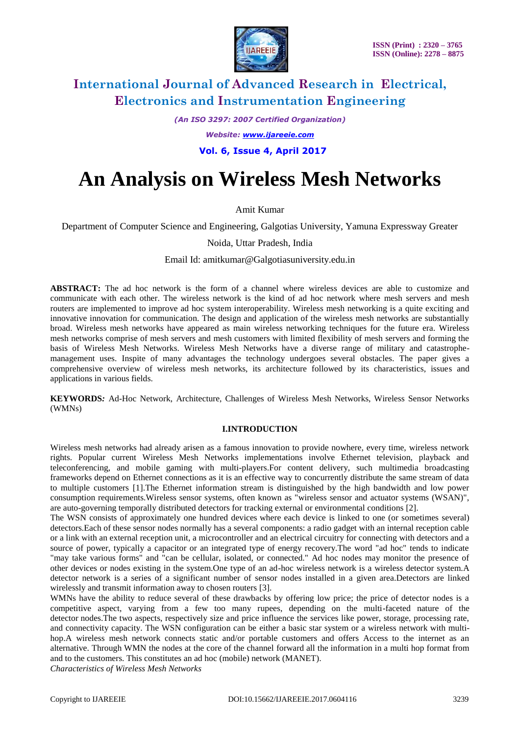# International Journal of Advanced Research in Electrical, Electronics and Instrumentation Engineering

*(An ISO 3297: 2007 Certified Organization)*

*Website: www.ijareeie.com*

**Vol. 6, Issue 4, April 2017**

# An Analysis on Wireless Mesh Networks

Amit Kumar

Department of Computer Science and Engineering, Galgotias University, Yamuna Expressway Greater Noida, Uttar Pradesh, India

Email Id: amitkumar@Galgotiasuniversity.edu.in

**ABSTRACT:** The ad hoc network is the form of a channel where wireless devices are able to customize and communicate with each other. The wireless network is the kind of ad hoc network where mesh servers and mesh routers are implemented to improve ad hoc system interoperability. Wireless mesh networking is a quite exciting and innovative innovation for communication. The design and application of the wireless mesh networks are substantially broad. Wireless mesh networks have appeared as main wireless networking techniques for the future era. Wireless mesh networks comprise of mesh servers and mesh customers with limited flexibility of mesh servers and forming the basis of Wireless Mesh Networks. Wireless Mesh Networks have a diverse range of military and catastrophe-management uses. Inspite of many advantages the technology undergoes several obstacles. The paper gives a comprehensive overview of wireless mesh networks, its architecture followed by its characteristics, issues and applications in various fields.

**KEYWORDS:** Ad-Hoc Network, Architecture, Challenges of Wireless Mesh Networks, Wireless Sensor Networks (WMNs)

## I.INTRODUCTION

Wireless mesh networks had already arisen as a famous innovation to provide nowhere, every time, wireless network rights. Popular current Wireless Mesh Networks implementations involve Ethernet television, playback and teleconferencing, and mobile gaming with multi-players.For content delivery, such multimedia broadcasting frameworks depend on Ethernet connections as it is an effective way to concurrently distribute the same stream of data to multiple customers [1].The Ethernet information stream is distinguished by the high bandwidth and low power consumption requirements.Wireless sensor systems, often known as "wireless sensor and actuator systems (WSAN)", are auto-governing temporally distributed detectors for tracking external or environmental conditions [2].

The WSN consists of approximately one hundred devices where each device is linked to one (or sometimes several) detectors.Each of these sensor nodes normally has a several components: a radio gadget with an internal reception cable or a link with an external reception unit, a microcontroller and an electrical circuitry for connecting with detectors and a source of power, typically a capacitor or an integrated type of energy recovery.The word "ad hoc" tends to indicate "may take various forms" and "can be cellular, isolated, or connected." Ad hoc nodes may monitor the presence of other devices or nodes existing in the system.One type of an ad-hoc wireless network is a wireless detector system.A detector network is a series of a significant number of sensor nodes installed in a given area.Detectors are linked wirelessly and transmit information away to chosen routers [3].

WMNs have the ability to reduce several of these drawbacks by offering low price; the price of detector nodes is a competitive aspect, varying from a few too many rupees, depending on the multi-faceted nature of the detector nodes.The two aspects, respectively size and price influence the services like power, storage, processing rate, and connectivity capacity. The WSN configuration can be either a basic star system or a wireless network with multi-hop.A wireless mesh network connects static and/or portable customers and offers Access to the internet as an alternative. Through WMN the nodes at the core of the channel forward all the information in a multi hop format from and to the customers. This constitutes an ad hoc (mobile) network (MANET).

*Characteristics of Wireless Mesh Networks*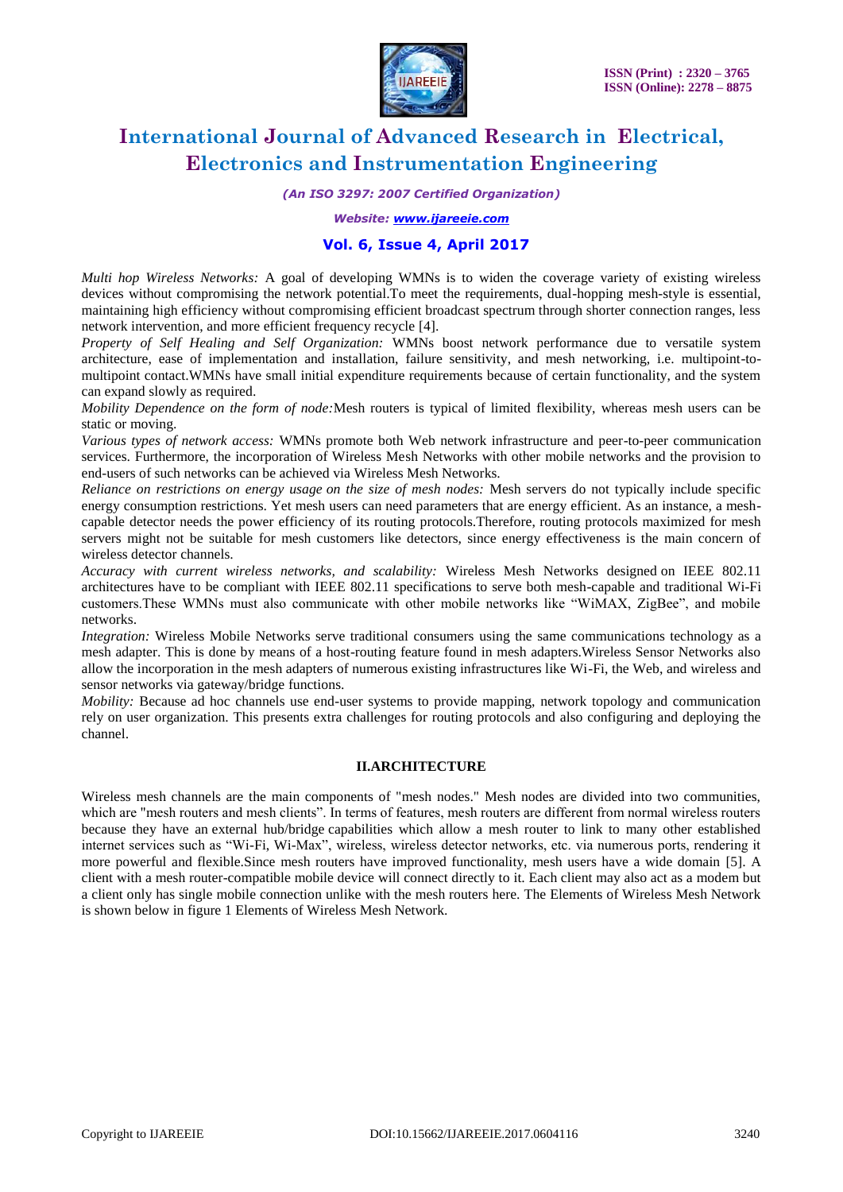*Multi hop Wireless Networks:* A goal of developing WMNs is to widen the coverage variety of existing wireless devices without compromising the network potential.To meet the requirements, dual-hopping mesh-style is essential, maintaining high efficiency without compromising efficient broadcast spectrum through shorter connection ranges, less network intervention, and more efficient frequency recycle [4].

*Property of Self Healing and Self Organization:* WMNs boost network performance due to versatile system architecture, ease of implementation and installation, failure sensitivity, and mesh networking, i.e. multipoint-to-multipoint contact.WMNs have small initial expenditure requirements because of certain functionality, and the system can expand slowly as required.

*Mobility Dependence on the form of node:*Mesh routers is typical of limited flexibility, whereas mesh users can be static or moving.

*Various types of network access:* WMNs promote both Web network infrastructure and peer-to-peer communication services. Furthermore, the incorporation of Wireless Mesh Networks with other mobile networks and the provision to end-users of such networks can be achieved via Wireless Mesh Networks.

*Reliance on restrictions on energy usage on the size of mesh nodes:* Mesh servers do not typically include specific energy consumption restrictions. Yet mesh users can need parameters that are energy efficient. As an instance, a mesh-capable detector needs the power efficiency of its routing protocols.Therefore, routing protocols maximized for mesh servers might not be suitable for mesh customers like detectors, since energy effectiveness is the main concern of wireless detector channels.

*Accuracy with current wireless networks, and scalability:* Wireless Mesh Networks designed on IEEE 802.11 architectures have to be compliant with IEEE 802.11 specifications to serve both mesh-capable and traditional Wi-Fi customers.These WMNs must also communicate with other mobile networks like "WiMAX, ZigBee", and mobile networks.

*Integration:* Wireless Mobile Networks serve traditional consumers using the same communications technology as a mesh adapter. This is done by means of a host-routing feature found in mesh adapters.Wireless Sensor Networks also allow the incorporation in the mesh adapters of numerous existing infrastructures like Wi-Fi, the Web, and wireless and sensor networks via gateway/bridge functions.

*Mobility:* Because ad hoc channels use end-user systems to provide mapping, network topology and communication rely on user organization. This presents extra challenges for routing protocols and also configuring and deploying the channel.

## II.ARCHITECTURE

Wireless mesh channels are the main components of "mesh nodes." Mesh nodes are divided into two communities, which are "mesh routers and mesh clients". In terms of features, mesh routers are different from normal wireless routers because they have an external hub/bridge capabilities which allow a mesh router to link to many other established internet services such as "Wi-Fi, Wi-Max", wireless, wireless detector networks, etc. via numerous ports, rendering it more powerful and flexible.Since mesh routers have improved functionality, mesh users have a wide domain [5]. A client with a mesh router-compatible mobile device will connect directly to it. Each client may also act as a modem but a client only has single mobile connection unlike with the mesh routers here. The Elements of Wireless Mesh Network is shown below in figure 1 Elements of Wireless Mesh Network.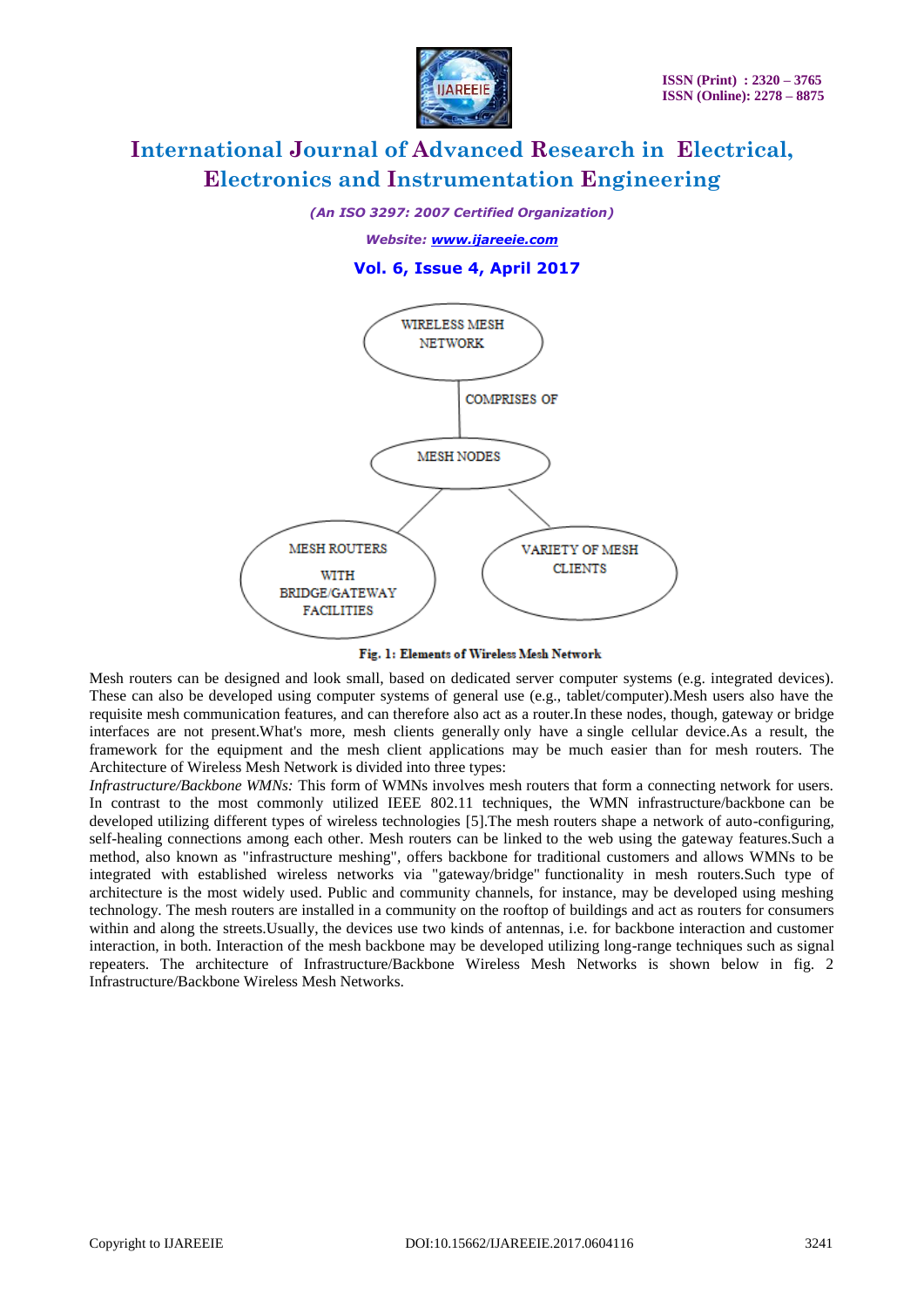Fig. 1: Elements of Wireless Mesh Network

Mesh routers can be designed and look small, based on dedicated server computer systems (e.g. integrated devices). These can also be developed using computer systems of general use (e.g., tablet/computer).Mesh users also have the requisite mesh communication features, and can therefore also act as a router.In these nodes, though, gateway or bridge interfaces are not present.What's more, mesh clients generally only have a single cellular device.As a result, the framework for the equipment and the mesh client applications may be much easier than for mesh routers. The Architecture of Wireless Mesh Network is divided into three types:

*Infrastructure/Backbone WMNs:* This form of WMNs involves mesh routers that form a connecting network for users. In contrast to the most commonly utilized IEEE 802.11 techniques, the WMN infrastructure/backbone can be developed utilizing different types of wireless technologies [5].The mesh routers shape a network of auto-configuring, self-healing connections among each other. Mesh routers can be linked to the web using the gateway features.Such a method, also known as "infrastructure meshing", offers backbone for traditional customers and allows WMNs to be integrated with established wireless networks via "gateway/bridge" functionality in mesh routers.Such type of architecture is the most widely used. Public and community channels, for instance, may be developed using meshing technology. The mesh routers are installed in a community on the rooftop of buildings and act as routers for consumers within and along the streets.Usually, the devices use two kinds of antennas, i.e. for backbone interaction and customer interaction, in both. Interaction of the mesh backbone may be developed utilizing long-range techniques such as signal repeaters. The architecture of Infrastructure/Backbone Wireless Mesh Networks is shown below in fig. 2 Infrastructure/Backbone Wireless Mesh Networks.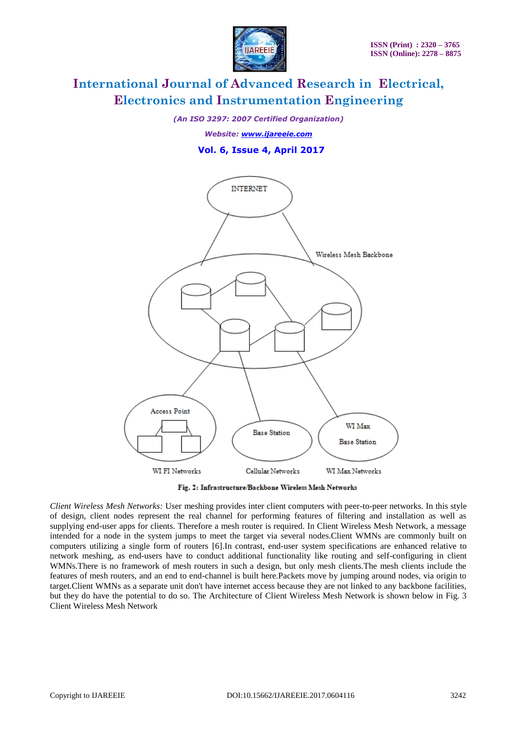Fig. 2: Infrastructure/Backbone Wireless Mesh Networks

*Client Wireless Mesh Networks:* User meshing provides inter client computers with peer-to-peer networks. In this style of design, client nodes represent the real channel for performing features of filtering and installation as well as supplying end-user apps for clients. Therefore a mesh router is required. In Client Wireless Mesh Network, a message intended for a node in the system jumps to meet the target via several nodes.Client WMNs are commonly built on computers utilizing a single form of routers [6].In contrast, end-user system specifications are enhanced relative to network meshing, as end-users have to conduct additional functionality like routing and self-configuring in client WMNs.There is no framework of mesh routers in such a design, but only mesh clients.The mesh clients include the features of mesh routers, and an end to end-channel is built here.Packets move by jumping around nodes, via origin to target.Client WMNs as a separate unit don't have internet access because they are not linked to any backbone facilities, but they do have the potential to do so. The Architecture of Client Wireless Mesh Network is shown below in Fig. 3 Client Wireless Mesh Network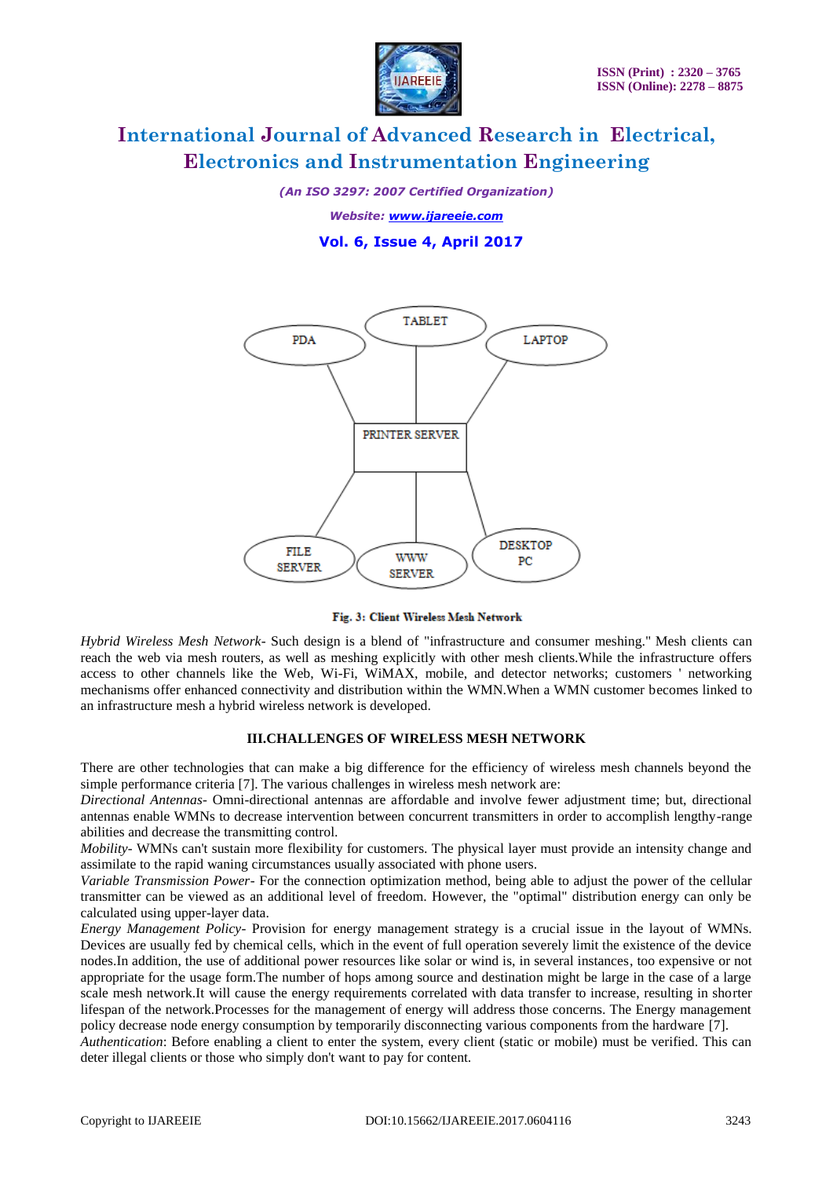Fig. 3: Client Wireless Mesh Network

*Hybrid Wireless Mesh Network*- Such design is a blend of "infrastructure and consumer meshing." Mesh clients can reach the web via mesh routers, as well as meshing explicitly with other mesh clients.While the infrastructure offers access to other channels like the Web, Wi-Fi, WiMAX, mobile, and detector networks; customers ' networking mechanisms offer enhanced connectivity and distribution within the WMN.When a WMN customer becomes linked to an infrastructure mesh a hybrid wireless network is developed.

## III.CHALLENGES OF WIRELESS MESH NETWORK

There are other technologies that can make a big difference for the efficiency of wireless mesh channels beyond the simple performance criteria [7]. The various challenges in wireless mesh network are:

*Directional Antennas*- Omni-directional antennas are affordable and involve fewer adjustment time; but, directional antennas enable WMNs to decrease intervention between concurrent transmitters in order to accomplish lengthy-range abilities and decrease the transmitting control.

*Mobility*- WMNs can't sustain more flexibility for customers. The physical layer must provide an intensity change and assimilate to the rapid waning circumstances usually associated with phone users.

*Variable Transmission Power*- For the connection optimization method, being able to adjust the power of the cellular transmitter can be viewed as an additional level of freedom. However, the "optimal" distribution energy can only be calculated using upper-layer data.

*Energy Management Policy*- Provision for energy management strategy is a crucial issue in the layout of WMNs. Devices are usually fed by chemical cells, which in the event of full operation severely limit the existence of the device nodes.In addition, the use of additional power resources like solar or wind is, in several instances, too expensive or not appropriate for the usage form.The number of hops among source and destination might be large in the case of a large scale mesh network.It will cause the energy requirements correlated with data transfer to increase, resulting in shorter lifespan of the network.Processes for the management of energy will address those concerns. The Energy management policy decrease node energy consumption by temporarily disconnecting various components from the hardware [7].

*Authentication*: Before enabling a client to enter the system, every client (static or mobile) must be verified. This can deter illegal clients or those who simply don't want to pay for content.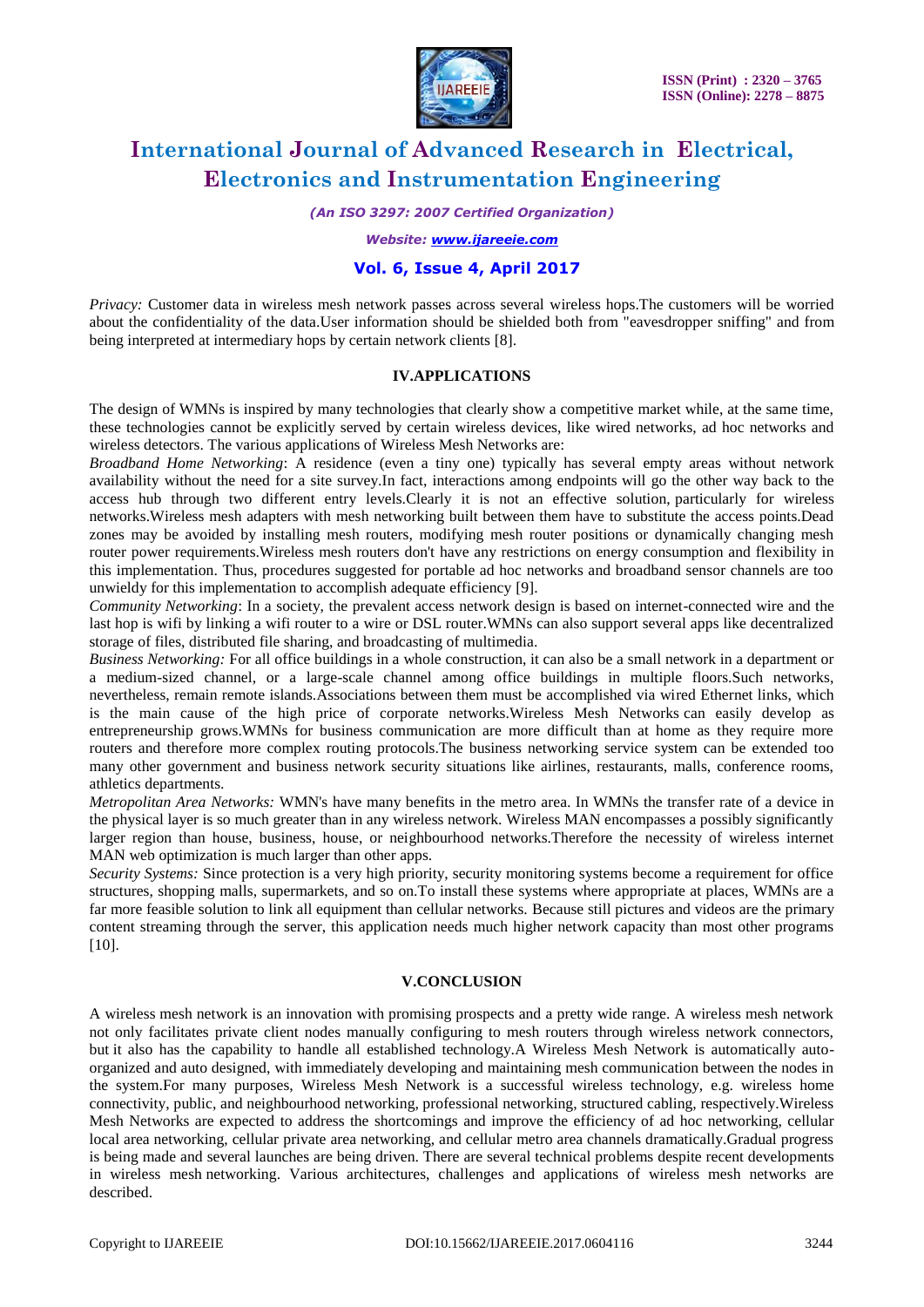*Privacy:* Customer data in wireless mesh network passes across several wireless hops.The customers will be worried about the confidentiality of the data.User information should be shielded both from "eavesdropper sniffing" and from being interpreted at intermediary hops by certain network clients [8].

## IV.APPLICATIONS

The design of WMNs is inspired by many technologies that clearly show a competitive market while, at the same time, these technologies cannot be explicitly served by certain wireless devices, like wired networks, ad hoc networks and wireless detectors. The various applications of Wireless Mesh Networks are:

*Broadband Home Networking*: A residence (even a tiny one) typically has several empty areas without network availability without the need for a site survey.In fact, interactions among endpoints will go the other way back to the access hub through two different entry levels.Clearly it is not an effective solution, particularly for wireless networks.Wireless mesh adapters with mesh networking built between them have to substitute the access points.Dead zones may be avoided by installing mesh routers, modifying mesh router positions or dynamically changing mesh router power requirements.Wireless mesh routers don't have any restrictions on energy consumption and flexibility in this implementation. Thus, procedures suggested for portable ad hoc networks and broadband sensor channels are too unwieldy for this implementation to accomplish adequate efficiency [9].

*Community Networking*: In a society, the prevalent access network design is based on internet-connected wire and the last hop is wifi by linking a wifi router to a wire or DSL router.WMNs can also support several apps like decentralized storage of files, distributed file sharing, and broadcasting of multimedia.

*Business Networking:* For all office buildings in a whole construction, it can also be a small network in a department or a medium-sized channel, or a large-scale channel among office buildings in multiple floors.Such networks, nevertheless, remain remote islands.Associations between them must be accomplished via wired Ethernet links, which is the main cause of the high price of corporate networks.Wireless Mesh Networks can easily develop as entrepreneurship grows.WMNs for business communication are more difficult than at home as they require more routers and therefore more complex routing protocols.The business networking service system can be extended too many other government and business network security situations like airlines, restaurants, malls, conference rooms, athletics departments.

*Metropolitan Area Networks:* WMN's have many benefits in the metro area. In WMNs the transfer rate of a device in the physical layer is so much greater than in any wireless network. Wireless MAN encompasses a possibly significantly larger region than house, business, house, or neighbourhood networks.Therefore the necessity of wireless internet MAN web optimization is much larger than other apps.

*Security Systems:* Since protection is a very high priority, security monitoring systems become a requirement for office structures, shopping malls, supermarkets, and so on.To install these systems where appropriate at places, WMNs are a far more feasible solution to link all equipment than cellular networks. Because still pictures and videos are the primary content streaming through the server, this application needs much higher network capacity than most other programs [10].

## V.CONCLUSION

A wireless mesh network is an innovation with promising prospects and a pretty wide range. A wireless mesh network not only facilitates private client nodes manually configuring to mesh routers through wireless network connectors, but it also has the capability to handle all established technology.A Wireless Mesh Network is automatically auto-organized and auto designed, with immediately developing and maintaining mesh communication between the nodes in the system.For many purposes, Wireless Mesh Network is a successful wireless technology, e.g. wireless home connectivity, public, and neighbourhood networking, professional networking, structured cabling, respectively.Wireless Mesh Networks are expected to address the shortcomings and improve the efficiency of ad hoc networking, cellular local area networking, cellular private area networking, and cellular metro area channels dramatically.Gradual progress is being made and several launches are being driven. There are several technical problems despite recent developments in wireless mesh networking. Various architectures, challenges and applications of wireless mesh networks are described.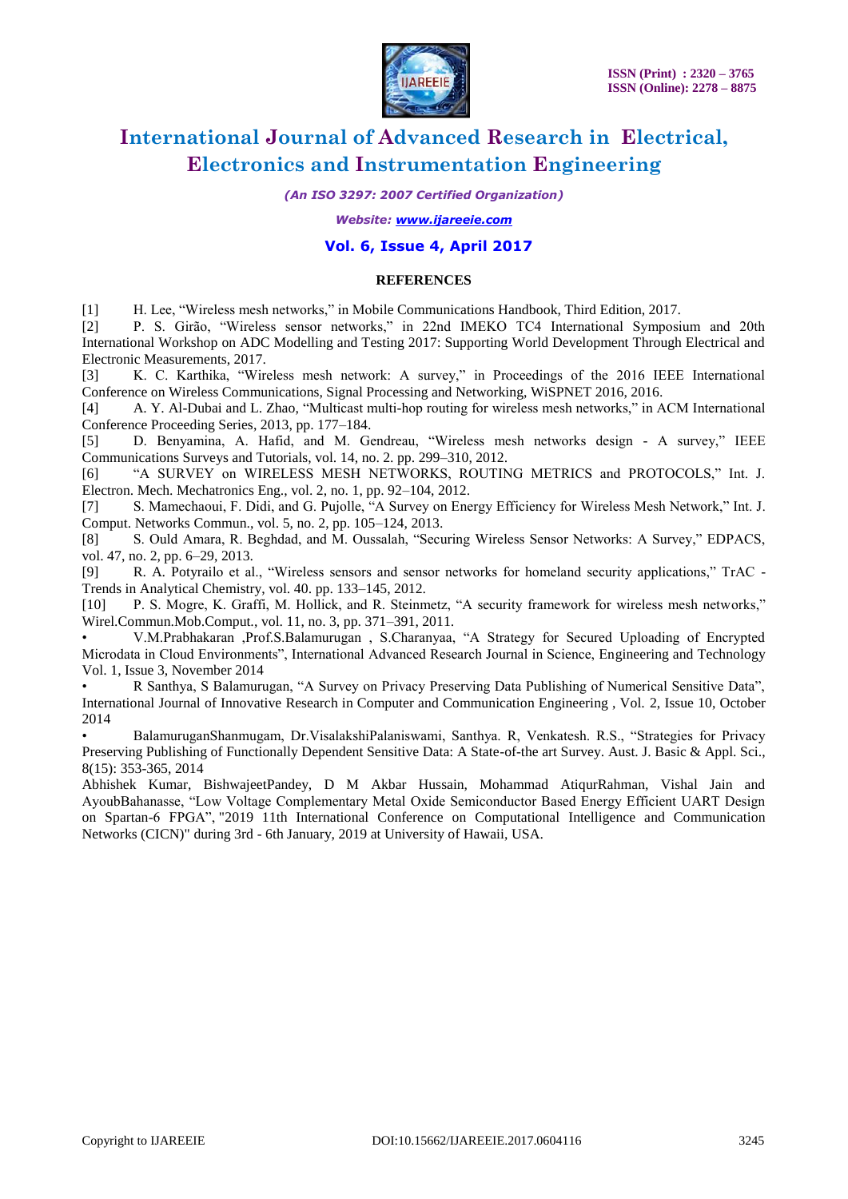**REFERENCES**

[1] H. Lee, "Wireless mesh networks," in Mobile Communications Handbook, Third Edition, 2017.

[2] P. S. Girão, "Wireless sensor networks," in 22nd IMEKO TC4 International Symposium and 20th International Workshop on ADC Modelling and Testing 2017: Supporting World Development Through Electrical and Electronic Measurements, 2017.

[3] K. C. Karthika, "Wireless mesh network: A survey," in Proceedings of the 2016 IEEE International Conference on Wireless Communications, Signal Processing and Networking, WiSPNET 2016, 2016.

[4] A. Y. Al-Dubai and L. Zhao, "Multicast multi-hop routing for wireless mesh networks," in ACM International Conference Proceeding Series, 2013, pp. 177–184.

[5] D. Benyamina, A. Hafid, and M. Gendreau, "Wireless mesh networks design - A survey," IEEE Communications Surveys and Tutorials, vol. 14, no. 2. pp. 299–310, 2012.

[6] "A SURVEY on WIRELESS MESH NETWORKS, ROUTING METRICS and PROTOCOLS," Int. J. Electron. Mech. Mechatronics Eng., vol. 2, no. 1, pp. 92–104, 2012.

[7] S. Mamechaoui, F. Didi, and G. Pujolle, "A Survey on Energy Efficiency for Wireless Mesh Network," Int. J. Comput. Networks Commun., vol. 5, no. 2, pp. 105–124, 2013.

[8] S. Ould Amara, R. Beghdad, and M. Oussalah, "Securing Wireless Sensor Networks: A Survey," EDPACS, vol. 47, no. 2, pp. 6–29, 2013.

[9] R. A. Potyrailo et al., "Wireless sensors and sensor networks for homeland security applications," TrAC - Trends in Analytical Chemistry, vol. 40. pp. 133–145, 2012.

[10] P. S. Mogre, K. Graffi, M. Hollick, and R. Steinmetz, "A security framework for wireless mesh networks," Wirel.Commun.Mob.Comput., vol. 11, no. 3, pp. 371–391, 2011.

- V.M.Prabhakaran ,Prof.S.Balamurugan , S.Charanyaa, "A Strategy for Secured Uploading of Encrypted Microdata in Cloud Environments", International Advanced Research Journal in Science, Engineering and Technology Vol. 1, Issue 3, November 2014
- R Santhya, S Balamurugan, "A Survey on Privacy Preserving Data Publishing of Numerical Sensitive Data", International Journal of Innovative Research in Computer and Communication Engineering , Vol. 2, Issue 10, October 2014
- BalamuruganShanmugam, Dr.VisalakshiPalaniswami, Santhya. R, Venkatesh. R.S., "Strategies for Privacy Preserving Publishing of Functionally Dependent Sensitive Data: A State-of-the art Survey. Aust. J. Basic & Appl. Sci., 8(15): 353-365, 2014

Abhishek Kumar, BishwajeetPandey, D M Akbar Hussain, Mohammad AtiqurRahman, Vishal Jain and AyoubBahanasse, "Low Voltage Complementary Metal Oxide Semiconductor Based Energy Efficient UART Design on Spartan-6 FPGA", "2019 11th International Conference on Computational Intelligence and Communication Networks (CICN)" during 3rd - 6th January, 2019 at University of Hawaii, USA.